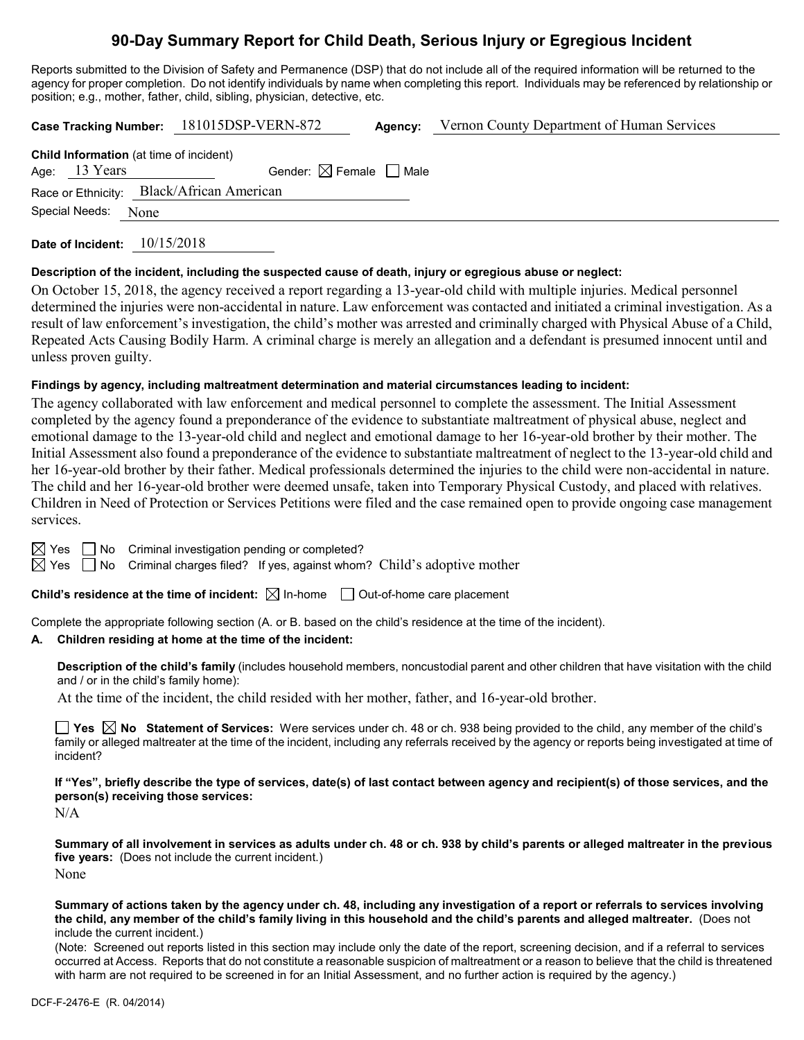# 90-Day Summary Report for Child Death, Serious Injury or Egregious Incident

Reports submitted to the Division of Safety and Permanence (DSP) that do not include all of the required information will be returned to the agency for proper completion. Do not identify individuals by name when completing this report. Individuals may be referenced by relationship or position; e.g., mother, father, child, sibling, physician, detective, etc.

**Case Tracking Number:** 181015DSP-VERN-872 **Agency:** Vernon County Department of Human Services

**Child Information** (at time of incident)

Age: 13 Years Gender: ☒ Female ☐ Male

Race or Ethnicity: Black/African American

Special Needs: None

**Date of Incident:** 10/15/2018

**Description of the incident, including the suspected cause of death, injury or egregious abuse or neglect:**

On October 15, 2018, the agency received a report regarding a 13-year-old child with multiple injuries. Medical personnel determined the injuries were non-accidental in nature. Law enforcement was contacted and initiated a criminal investigation. As a result of law enforcement's investigation, the child's mother was arrested and criminally charged with Physical Abuse of a Child, Repeated Acts Causing Bodily Harm. A criminal charge is merely an allegation and a defendant is presumed innocent until and unless proven guilty.

**Findings by agency, including maltreatment determination and material circumstances leading to incident:**

The agency collaborated with law enforcement and medical personnel to complete the assessment. The Initial Assessment completed by the agency found a preponderance of the evidence to substantiate maltreatment of physical abuse, neglect and emotional damage to the 13-year-old child and neglect and emotional damage to her 16-year-old brother by their mother. The Initial Assessment also found a preponderance of the evidence to substantiate maltreatment of neglect to the 13-year-old child and her 16-year-old brother by their father. Medical professionals determined the injuries to the child were non-accidental in nature. The child and her 16-year-old brother were deemed unsafe, taken into Temporary Physical Custody, and placed with relatives. Children in Need of Protection or Services Petitions were filed and the case remained open to provide ongoing case management services.

☒ Yes ☐ No Criminal investigation pending or completed?

☒ Yes ☐ No Criminal charges filed? If yes, against whom? Child's adoptive mother

**Child's residence at the time of incident:** ☒ In-home ☐ Out-of-home care placement

Complete the appropriate following section (A. or B. based on the child's residence at the time of the incident).

**A. Children residing at home at the time of the incident:**

**Description of the child's family** (includes household members, noncustodial parent and other children that have visitation with the child and / or in the child's family home):

At the time of the incident, the child resided with her mother, father, and 16-year-old brother.

☐ **Yes** ☒ **No Statement of Services:** Were services under ch. 48 or ch. 938 being provided to the child, any member of the child's family or alleged maltreater at the time of the incident, including any referrals received by the agency or reports being investigated at time of incident?

**If "Yes", briefly describe the type of services, date(s) of last contact between agency and recipient(s) of those services, and the person(s) receiving those services:**

N/A

**Summary of all involvement in services as adults under ch. 48 or ch. 938 by child's parents or alleged maltreater in the previous five years:** (Does not include the current incident.)

None

**Summary of actions taken by the agency under ch. 48, including any investigation of a report or referrals to services involving the child, any member of the child's family living in this household and the child's parents and alleged maltreater.** (Does not include the current incident.)

(Note: Screened out reports listed in this section may include only the date of the report, screening decision, and if a referral to services occurred at Access. Reports that do not constitute a reasonable suspicion of maltreatment or a reason to believe that the child is threatened with harm are not required to be screened in for an Initial Assessment, and no further action is required by the agency.)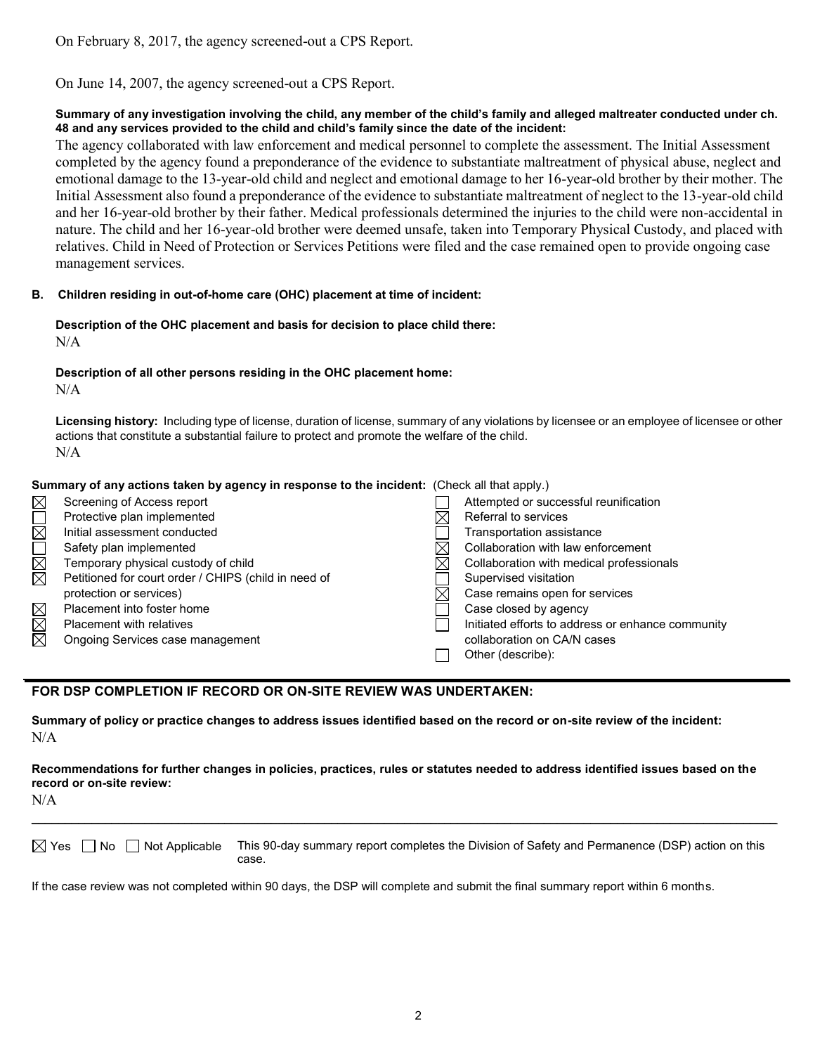On February 8, 2017, the agency screened-out a CPS Report.

On June 14, 2007, the agency screened-out a CPS Report.

**Summary of any investigation involving the child, any member of the child's family and alleged maltreater conducted under ch. 48 and any services provided to the child and child's family since the date of the incident:**

The agency collaborated with law enforcement and medical personnel to complete the assessment. The Initial Assessment completed by the agency found a preponderance of the evidence to substantiate maltreatment of physical abuse, neglect and emotional damage to the 13-year-old child and neglect and emotional damage to her 16-year-old brother by their mother. The Initial Assessment also found a preponderance of the evidence to substantiate maltreatment of neglect to the 13-year-old child and her 16-year-old brother by their father. Medical professionals determined the injuries to the child were non-accidental in nature. The child and her 16-year-old brother were deemed unsafe, taken into Temporary Physical Custody, and placed with relatives. Child in Need of Protection or Services Petitions were filed and the case remained open to provide ongoing case management services.

**B. Children residing in out-of-home care (OHC) placement at time of incident:**

**Description of the OHC placement and basis for decision to place child there:**
N/A

**Description of all other persons residing in the OHC placement home:**
N/A

**Licensing history:** Including type of license, duration of license, summary of any violations by licensee or an employee of licensee or other actions that constitute a substantial failure to protect and promote the welfare of the child.
N/A

**Summary of any actions taken by agency in response to the incident:** (Check all that apply.)

| | | | |
|---|---|---|---|
| ☒ | Screening of Access report | ☐ | Attempted or successful reunification |
| ☐ | Protective plan implemented | ☒ | Referral to services |
| ☒ | Initial assessment conducted | ☐ | Transportation assistance |
| ☐ | Safety plan implemented | ☒ | Collaboration with law enforcement |
| ☒ | Temporary physical custody of child | ☒ | Collaboration with medical professionals |
| ☒ | Petitioned for court order / CHIPS (child in need of protection or services) | ☐ | Supervised visitation |
| | | ☒ | Case remains open for services |
| ☒ | Placement into foster home | ☐ | Case closed by agency |
| ☒ | Placement with relatives | ☐ | Initiated efforts to address or enhance community collaboration on CA/N cases |
| ☒ | Ongoing Services case management | ☐ | Other (describe): |

## FOR DSP COMPLETION IF RECORD OR ON-SITE REVIEW WAS UNDERTAKEN:

**Summary of policy or practice changes to address issues identified based on the record or on-site review of the incident:**
N/A

**Recommendations for further changes in policies, practices, rules or statutes needed to address identified issues based on the record or on-site review:**
N/A

☒ Yes ☐ No ☐ Not Applicable This 90-day summary report completes the Division of Safety and Permanence (DSP) action on this case.

If the case review was not completed within 90 days, the DSP will complete and submit the final summary report within 6 months.